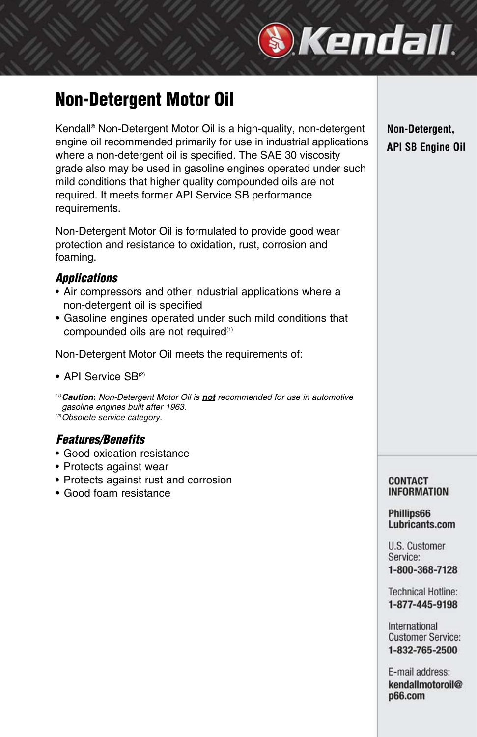# Non-Detergent Motor Oil

Kendall® Non-Detergent Motor Oil is a high-quality, non-detergent engine oil recommended primarily for use in industrial applications where a non-detergent oil is specified. The SAE 30 viscosity grade also may be used in gasoline engines operated under such mild conditions that higher quality compounded oils are not required. It meets former API Service SB performance requirements.

Non-Detergent Motor Oil is formulated to provide good wear protection and resistance to oxidation, rust, corrosion and foaming.

## Applications

- Air compressors and other industrial applications where a non-detergent oil is specified
- Gasoline engines operated under such mild conditions that compounded oils are not required[1]

Non-Detergent Motor Oil meets the requirements of:

- API Service SB[2]

[1] ***Caution**: Non-Detergent Motor Oil is **not** recommended for use in automotive gasoline engines built after 1963.*

[2] *Obsolete service category.*

## Features/Benefits

- Good oxidation resistance
- Protects against wear
- Protects against rust and corrosion
- Good foam resistance

**Non-Detergent, API SB Engine Oil**

**CONTACT INFORMATION**

**Phillips66 Lubricants.com**

U.S. Customer Service:
**1-800-368-7128**

Technical Hotline:
**1-877-445-9198**

International Customer Service:
**1-832-765-2500**

E-mail address:
**kendallmotoroil@p66.com**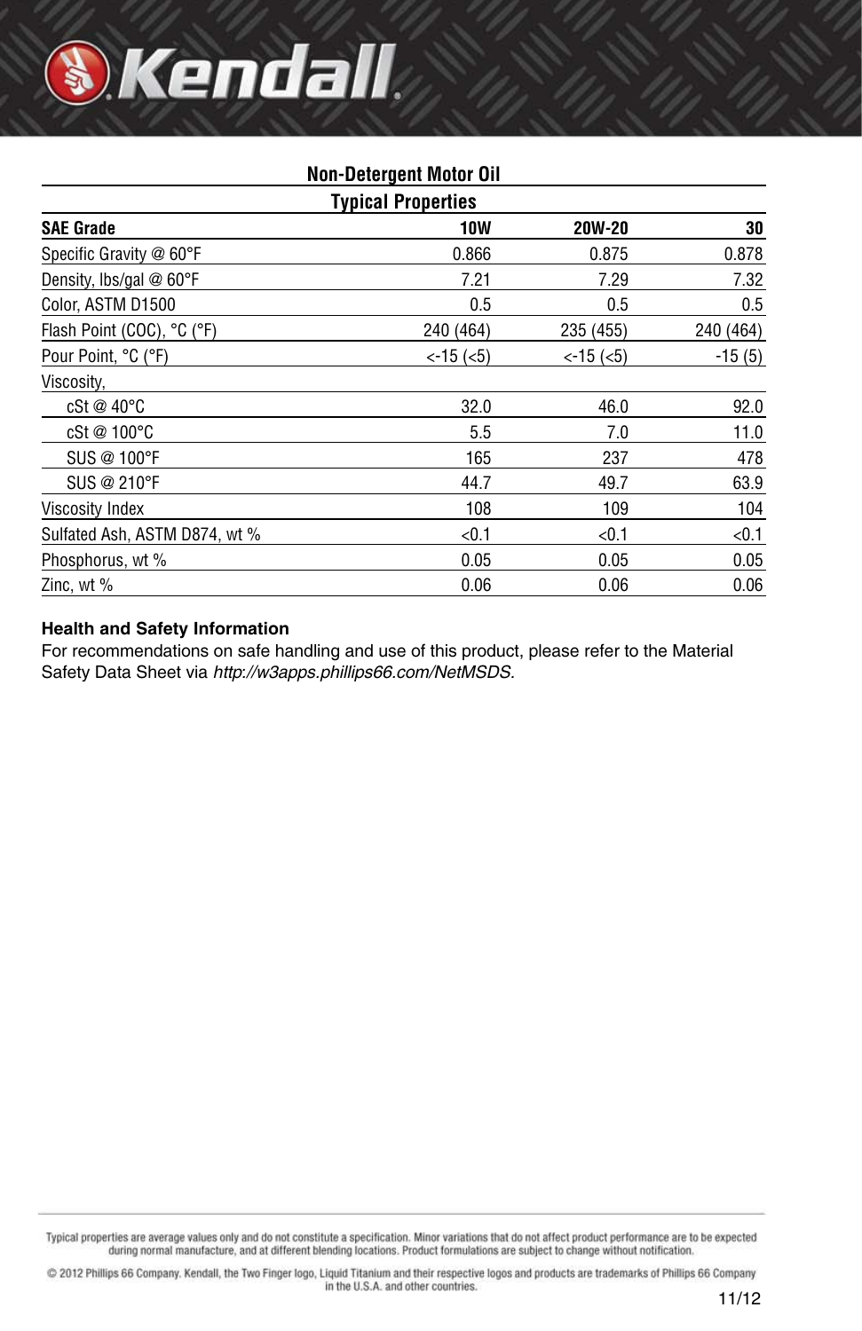## Non-Detergent Motor Oil

### Typical Properties

| SAE Grade | 10W | 20W-20 | 30 |
|---|---|---|---|
| Specific Gravity @ 60°F | 0.866 | 0.875 | 0.878 |
| Density, lbs/gal @ 60°F | 7.21 | 7.29 | 7.32 |
| Color, ASTM D1500 | 0.5 | 0.5 | 0.5 |
| Flash Point (COC), °C (°F) | 240 (464) | 235 (455) | 240 (464) |
| Pour Point, °C (°F) | <-15 (<5) | <-15 (<5) | -15 (5) |
| Viscosity, | | | |
| cSt @ 40°C | 32.0 | 46.0 | 92.0 |
| cSt @ 100°C | 5.5 | 7.0 | 11.0 |
| SUS @ 100°F | 165 | 237 | 478 |
| SUS @ 210°F | 44.7 | 49.7 | 63.9 |
| Viscosity Index | 108 | 109 | 104 |
| Sulfated Ash, ASTM D874, wt % | <0.1 | <0.1 | <0.1 |
| Phosphorus, wt % | 0.05 | 0.05 | 0.05 |
| Zinc, wt % | 0.06 | 0.06 | 0.06 |

**Health and Safety Information**

For recommendations on safe handling and use of this product, please refer to the Material Safety Data Sheet via *http://w3apps.phillips66.com/NetMSDS.*

Typical properties are average values only and do not constitute a specification. Minor variations that do not affect product performance are to be expected during normal manufacture, and at different blending locations. Product formulations are subject to change without notification.

© 2012 Phillips 66 Company. Kendall, the Two Finger logo, Liquid Titanium and their respective logos and products are trademarks of Phillips 66 Company in the U.S.A. and other countries.

11/12